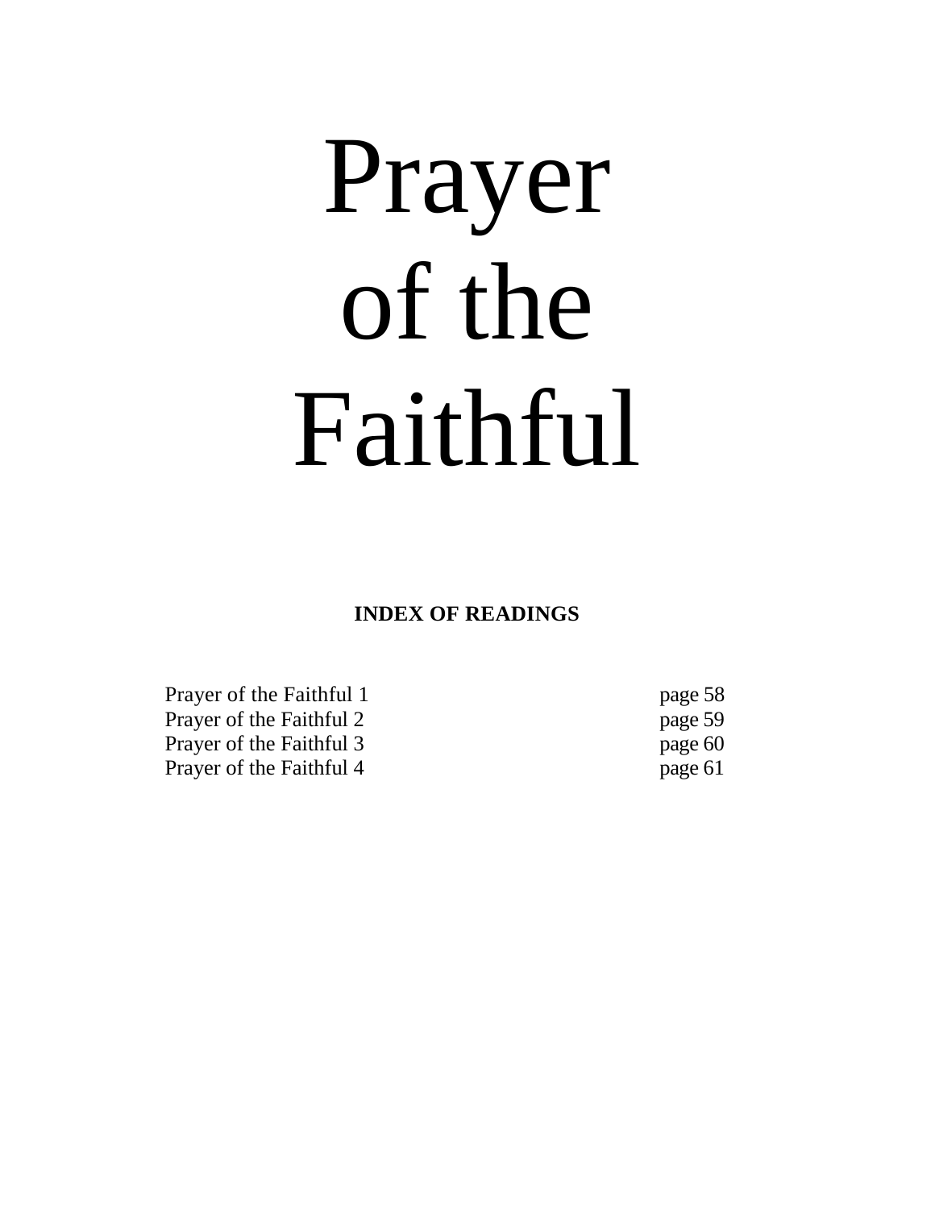# Prayer of the Faithful

**INDEX OF READINGS**

| | |
|---|---|
| Prayer of the Faithful 1 | page 58 |
| Prayer of the Faithful 2 | page 59 |
| Prayer of the Faithful 3 | page 60 |
| Prayer of the Faithful 4 | page 61 |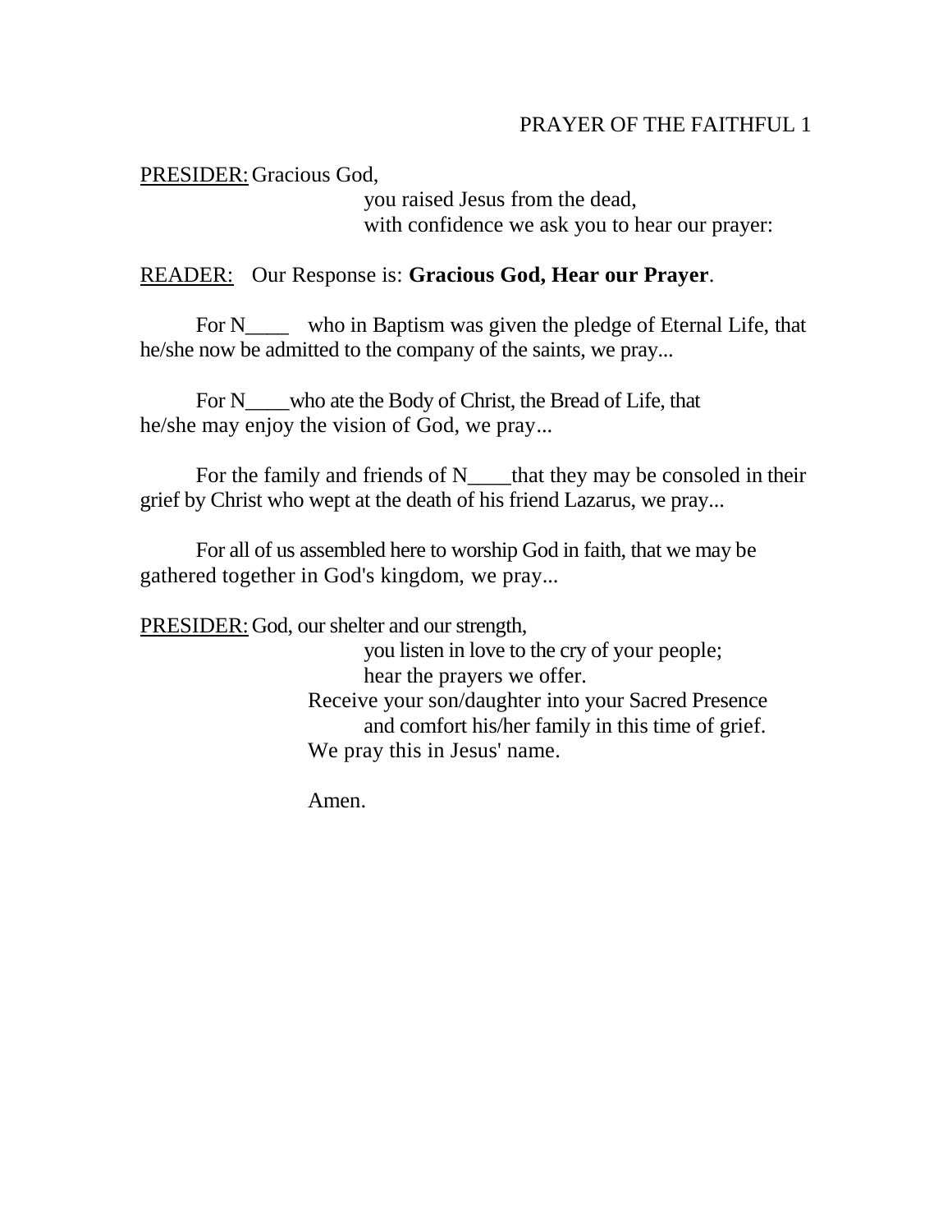# PRAYER OF THE FAITHFUL 1

PRESIDER: Gracious God,
you raised Jesus from the dead,
with confidence we ask you to hear our prayer:

READER: Our Response is: **Gracious God, Hear our Prayer**.

For N____ who in Baptism was given the pledge of Eternal Life, that he/she now be admitted to the company of the saints, we pray...

For N____who ate the Body of Christ, the Bread of Life, that he/she may enjoy the vision of God, we pray...

For the family and friends of N____that they may be consoled in their grief by Christ who wept at the death of his friend Lazarus, we pray...

For all of us assembled here to worship God in faith, that we may be gathered together in God's kingdom, we pray...

PRESIDER: God, our shelter and our strength,
you listen in love to the cry of your people;
hear the prayers we offer.
Receive your son/daughter into your Sacred Presence
and comfort his/her family in this time of grief.
We pray this in Jesus' name.

Amen.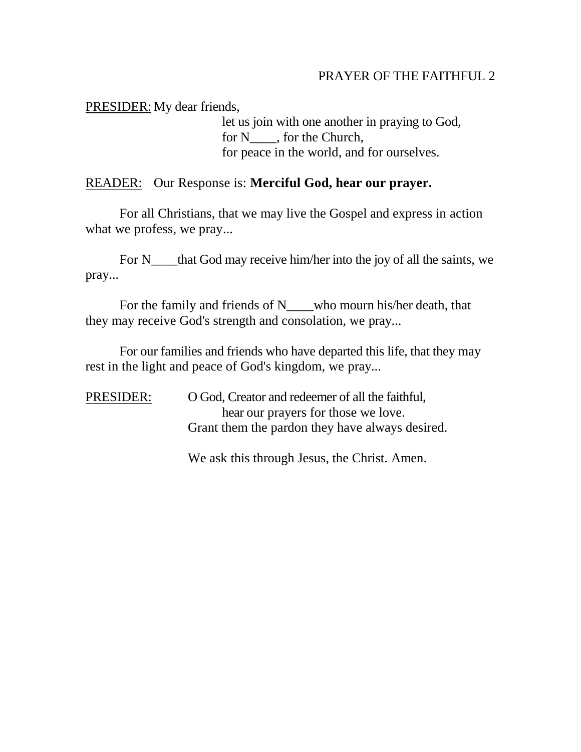## PRAYER OF THE FAITHFUL 2

PRESIDER: My dear friends,
let us join with one another in praying to God,
for N____, for the Church,
for peace in the world, and for ourselves.

READER: Our Response is: **Merciful God, hear our prayer.**

For all Christians, that we may live the Gospel and express in action what we profess, we pray...

For N____that God may receive him/her into the joy of all the saints, we pray...

For the family and friends of N____who mourn his/her death, that they may receive God's strength and consolation, we pray...

For our families and friends who have departed this life, that they may rest in the light and peace of God's kingdom, we pray...

PRESIDER: O God, Creator and redeemer of all the faithful,
hear our prayers for those we love.
Grant them the pardon they have always desired.

We ask this through Jesus, the Christ. Amen.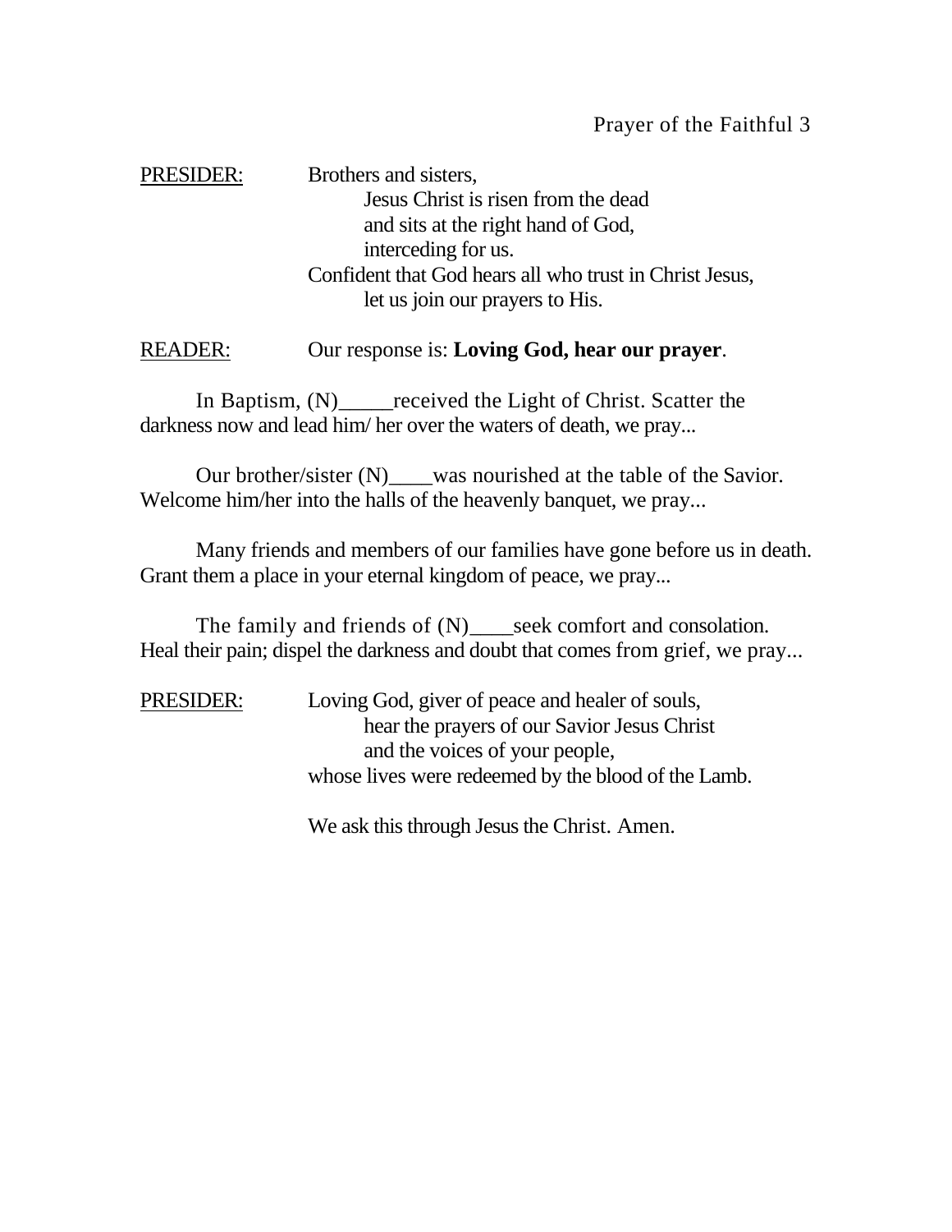# Prayer of the Faithful 3

<u>PRESIDER:</u> Brothers and sisters,
Jesus Christ is risen from the dead
and sits at the right hand of God,
interceding for us.
Confident that God hears all who trust in Christ Jesus,
let us join our prayers to His.

<u>READER:</u> Our response is: **Loving God, hear our prayer**.

In Baptism, (N)_____received the Light of Christ. Scatter the darkness now and lead him/ her over the waters of death, we pray...

Our brother/sister (N)____was nourished at the table of the Savior. Welcome him/her into the halls of the heavenly banquet, we pray...

Many friends and members of our families have gone before us in death. Grant them a place in your eternal kingdom of peace, we pray...

The family and friends of (N)____seek comfort and consolation. Heal their pain; dispel the darkness and doubt that comes from grief, we pray...

<u>PRESIDER:</u> Loving God, giver of peace and healer of souls,
hear the prayers of our Savior Jesus Christ
and the voices of your people,
whose lives were redeemed by the blood of the Lamb.

We ask this through Jesus the Christ. Amen.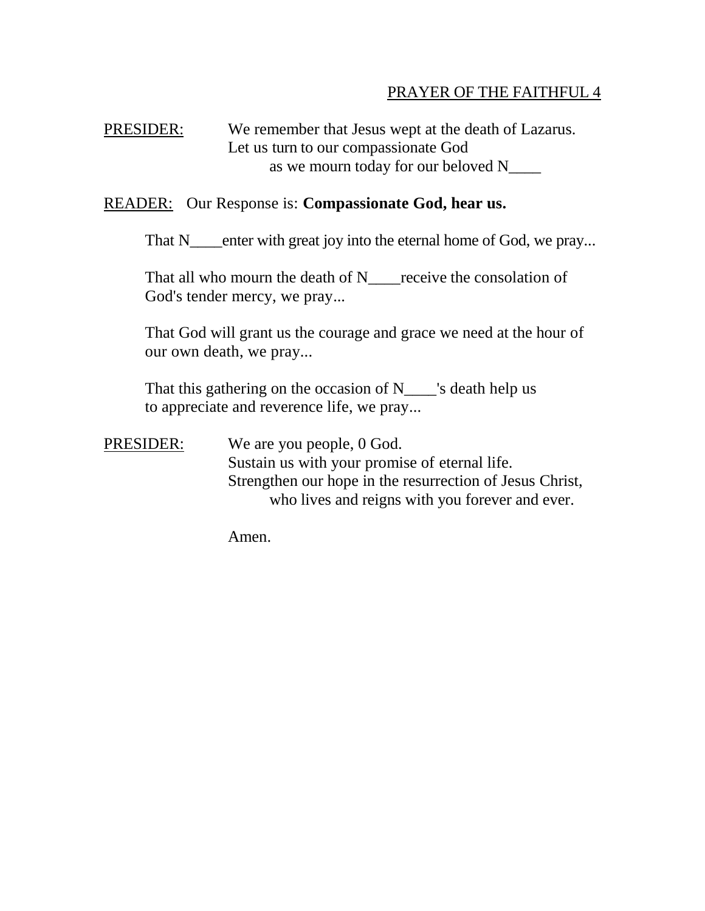PRAYER OF THE FAITHFUL 4

PRESIDER: We remember that Jesus wept at the death of Lazarus.
Let us turn to our compassionate God
as we mourn today for our beloved N____

READER: Our Response is: **Compassionate God, hear us.**

That N____enter with great joy into the eternal home of God, we pray...

That all who mourn the death of N____receive the consolation of God's tender mercy, we pray...

That God will grant us the courage and grace we need at the hour of our own death, we pray...

That this gathering on the occasion of N____'s death help us to appreciate and reverence life, we pray...

PRESIDER: We are you people, 0 God.
Sustain us with your promise of eternal life.
Strengthen our hope in the resurrection of Jesus Christ,
who lives and reigns with you forever and ever.

Amen.